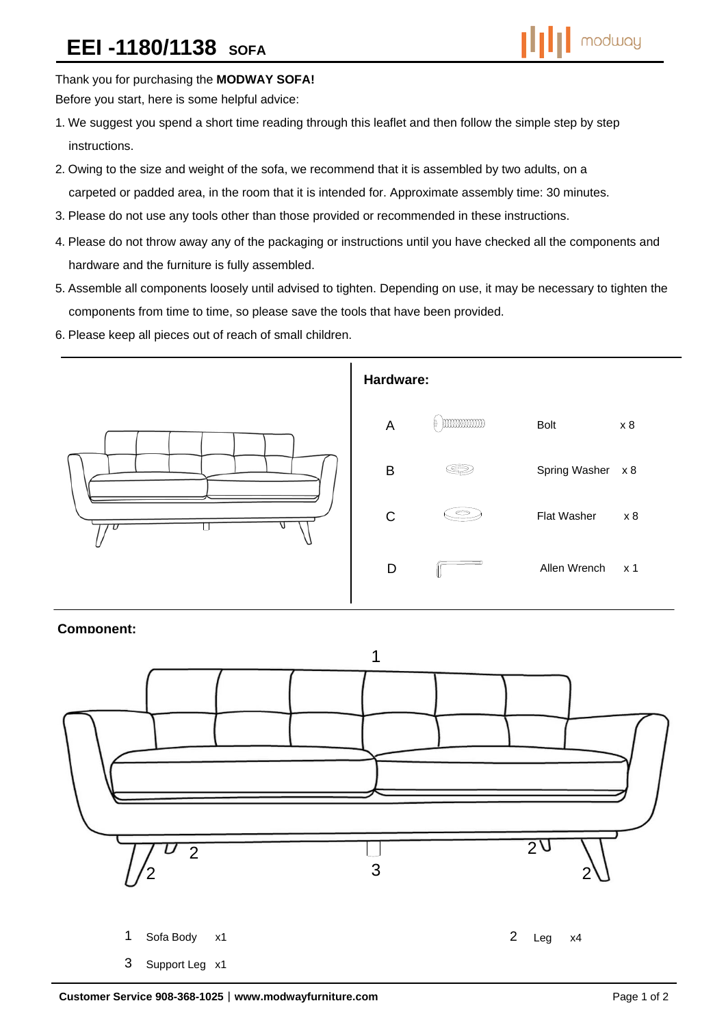# EEI -1180/1138 SOFA

Thank you for purchasing the **MODWAY SOFA!**

Before you start, here is some helpful advice:

1. We suggest you spend a short time reading through this leaflet and then follow the simple step by step instructions.
2. Owing to the size and weight of the sofa, we recommend that it is assembled by two adults, on a carpeted or padded area, in the room that it is intended for. Approximate assembly time: 30 minutes.
3. Please do not use any tools other than those provided or recommended in these instructions.
4. Please do not throw away any of the packaging or instructions until you have checked all the components and hardware and the furniture is fully assembled.
5. Assemble all components loosely until advised to tighten. Depending on use, it may be necessary to tighten the components from time to time, so please save the tools that have been provided.
6. Please keep all pieces out of reach of small children.

**Hardware:**

| | | |
|---|---|---|
| A | Bolt | x 8 |
| B | Spring Washer | x 8 |
| C | Flat Washer | x 8 |
| D | Allen Wrench | x 1 |

**Component:**

1

2 2 3 2 2

| | | |
|---|---|---|
| 1 | Sofa Body | x1 |
| 2 | Leg | x4 |
| 3 | Support Leg | x1 |

**Customer Service 908-368-1025 | www.modwayfurniture.com**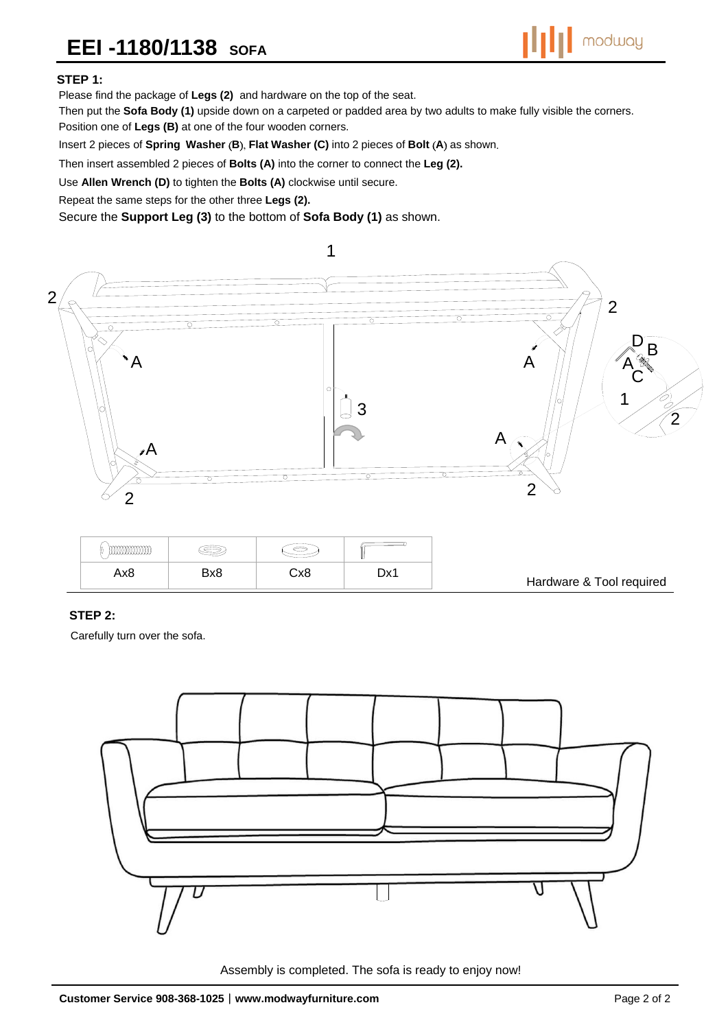# EEI -1180/1138 SOFA

**STEP 1:**

Please find the package of **Legs (2)** and hardware on the top of the seat.

Then put the **Sofa Body (1)** upside down on a carpeted or padded area by two adults to make fully visible the corners.

Position one of **Legs (B)** at one of the four wooden corners.

Insert 2 pieces of **Spring Washer** (**B**), **Flat Washer (C)** into 2 pieces of **Bolt** (**A**) as shown.

Then insert assembled 2 pieces of **Bolts (A)** into the corner to connect the **Leg (2).**

Use **Allen Wrench (D)** to tighten the **Bolts (A)** clockwise until secure.

Repeat the same steps for the other three **Legs (2).**

Secure the **Support Leg (3)** to the bottom of **Sofa Body (1)** as shown.

1

2

2

A

A

D B

A

C

1

2

3

A

A

2

2

| | | | |
|---|---|---|---|
| Ax8 | Bx8 | Cx8 | Dx1 |

Hardware & Tool required

**STEP 2:**

Carefully turn over the sofa.

Assembly is completed. The sofa is ready to enjoy now!

**Customer Service 908-368-1025** | **www.modwayfurniture.com**